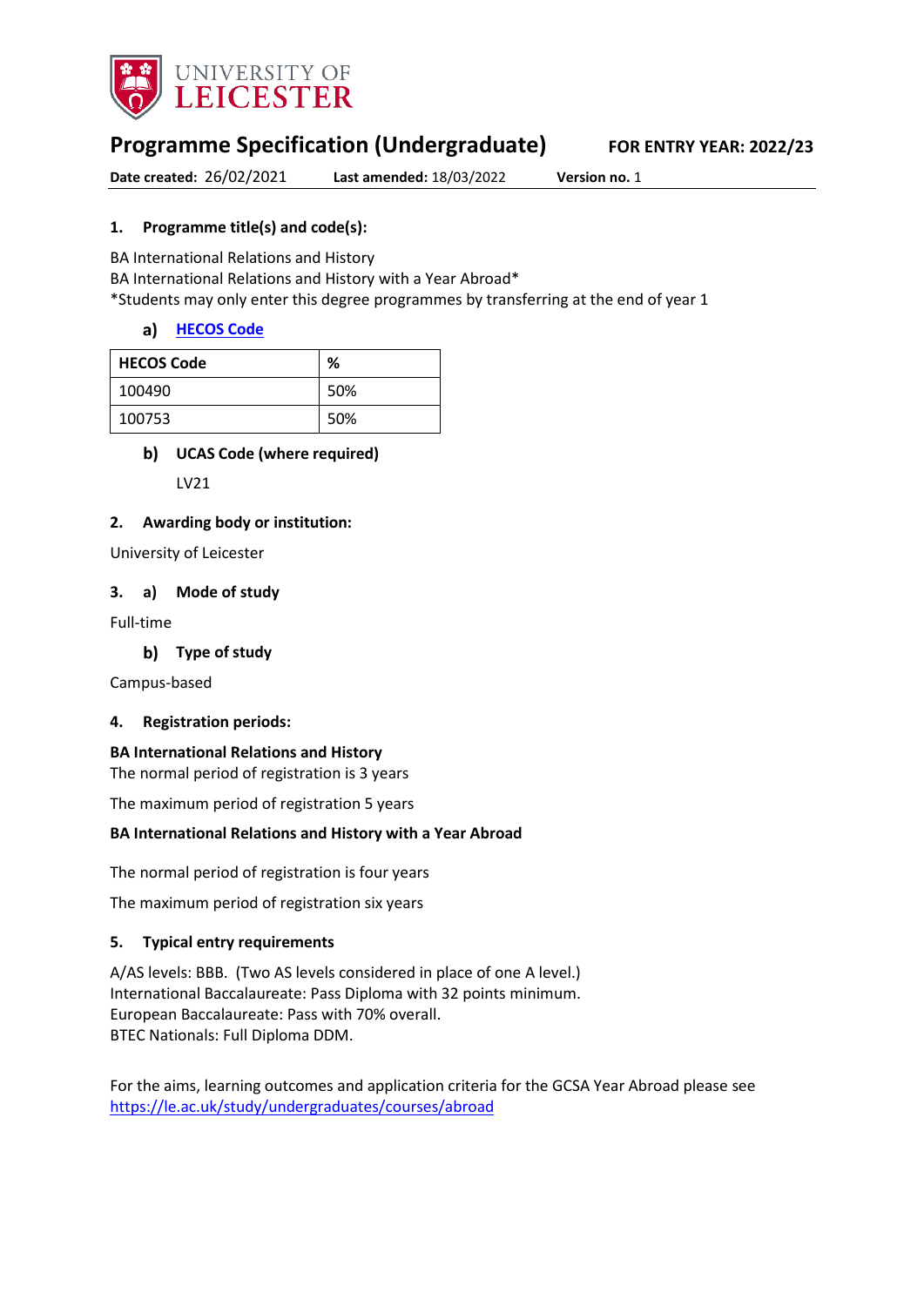UNIVERSITY OF LEICESTER

# Programme Specification (Undergraduate)

**FOR ENTRY YEAR: 2022/23**

**Date created:** 26/02/2021 **Last amended:** 18/03/2022 **Version no.** 1

## 1. Programme title(s) and code(s):

BA International Relations and History
BA International Relations and History with a Year Abroad*
*Students may only enter this degree programmes by transferring at the end of year 1

### a) HECOS Code

| HECOS Code | % |
|---|---|
| 100490 | 50% |
| 100753 | 50% |

### b) UCAS Code (where required)

LV21

## 2. Awarding body or institution:

University of Leicester

## 3. a) Mode of study

Full-time

### b) Type of study

Campus-based

## 4. Registration periods:

**BA International Relations and History**
The normal period of registration is 3 years

The maximum period of registration 5 years

**BA International Relations and History with a Year Abroad**

The normal period of registration is four years

The maximum period of registration six years

## 5. Typical entry requirements

A/AS levels: BBB. (Two AS levels considered in place of one A level.)
International Baccalaureate: Pass Diploma with 32 points minimum.
European Baccalaureate: Pass with 70% overall.
BTEC Nationals: Full Diploma DDM.

For the aims, learning outcomes and application criteria for the GCSA Year Abroad please see https://le.ac.uk/study/undergraduates/courses/abroad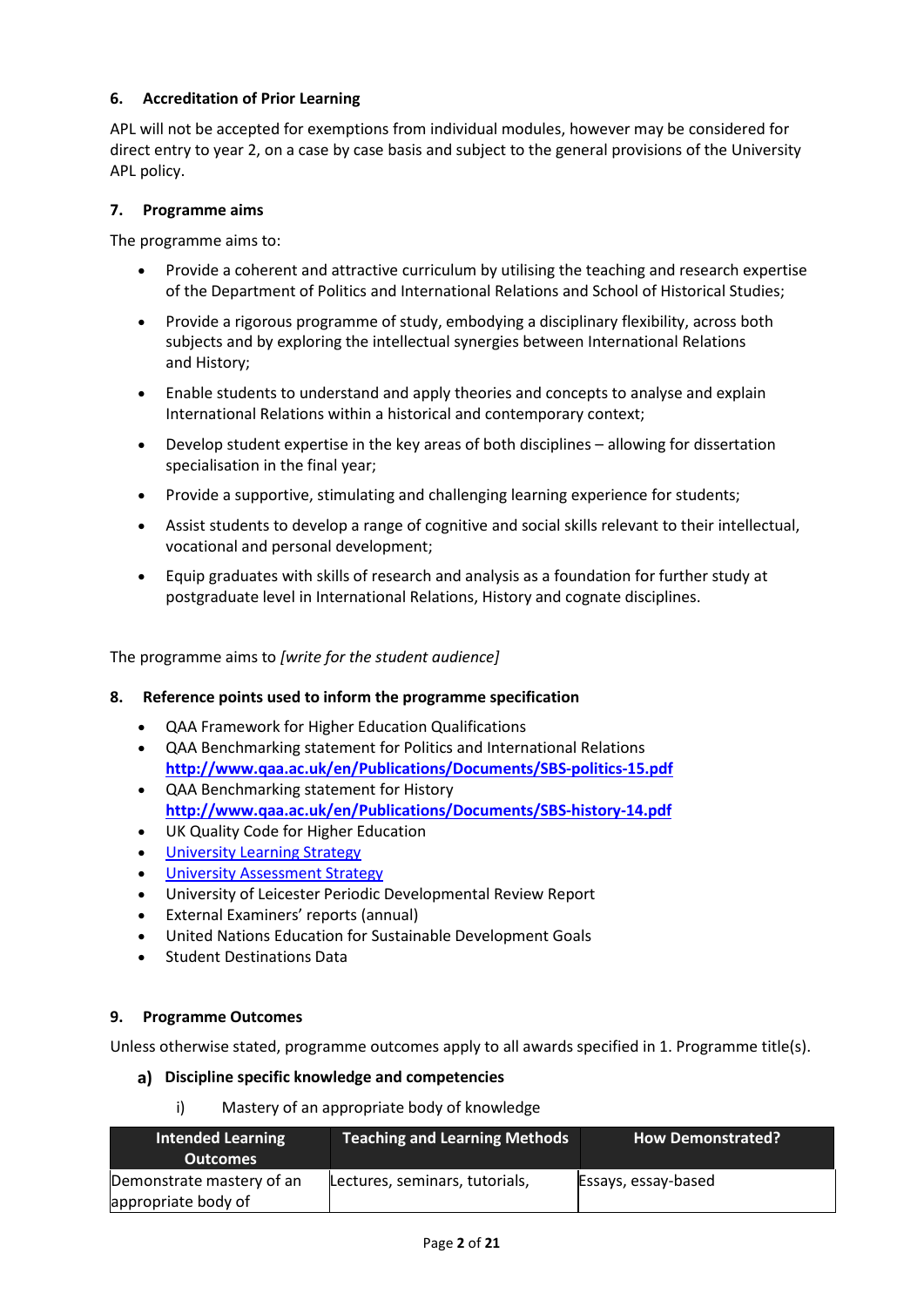### 6. Accreditation of Prior Learning

APL will not be accepted for exemptions from individual modules, however may be considered for direct entry to year 2, on a case by case basis and subject to the general provisions of the University APL policy.

### 7. Programme aims

The programme aims to:

- Provide a coherent and attractive curriculum by utilising the teaching and research expertise of the Department of Politics and International Relations and School of Historical Studies;
- Provide a rigorous programme of study, embodying a disciplinary flexibility, across both subjects and by exploring the intellectual synergies between International Relations and History;
- Enable students to understand and apply theories and concepts to analyse and explain International Relations within a historical and contemporary context;
- Develop student expertise in the key areas of both disciplines – allowing for dissertation specialisation in the final year;
- Provide a supportive, stimulating and challenging learning experience for students;
- Assist students to develop a range of cognitive and social skills relevant to their intellectual, vocational and personal development;
- Equip graduates with skills of research and analysis as a foundation for further study at postgraduate level in International Relations, History and cognate disciplines.

The programme aims to *[write for the student audience]*

### 8. Reference points used to inform the programme specification

- QAA Framework for Higher Education Qualifications
- QAA Benchmarking statement for Politics and International Relations **http://www.qaa.ac.uk/en/Publications/Documents/SBS-politics-15.pdf**
- QAA Benchmarking statement for History **http://www.qaa.ac.uk/en/Publications/Documents/SBS-history-14.pdf**
- UK Quality Code for Higher Education
- University Learning Strategy
- University Assessment Strategy
- University of Leicester Periodic Developmental Review Report
- External Examiners' reports (annual)
- United Nations Education for Sustainable Development Goals
- Student Destinations Data

### 9. Programme Outcomes

Unless otherwise stated, programme outcomes apply to all awards specified in 1. Programme title(s).

#### a) Discipline specific knowledge and competencies

i) Mastery of an appropriate body of knowledge

| Intended Learning Outcomes | Teaching and Learning Methods | How Demonstrated? |
|---|---|---|
| Demonstrate mastery of an appropriate body of | Lectures, seminars, tutorials, | Essays, essay-based |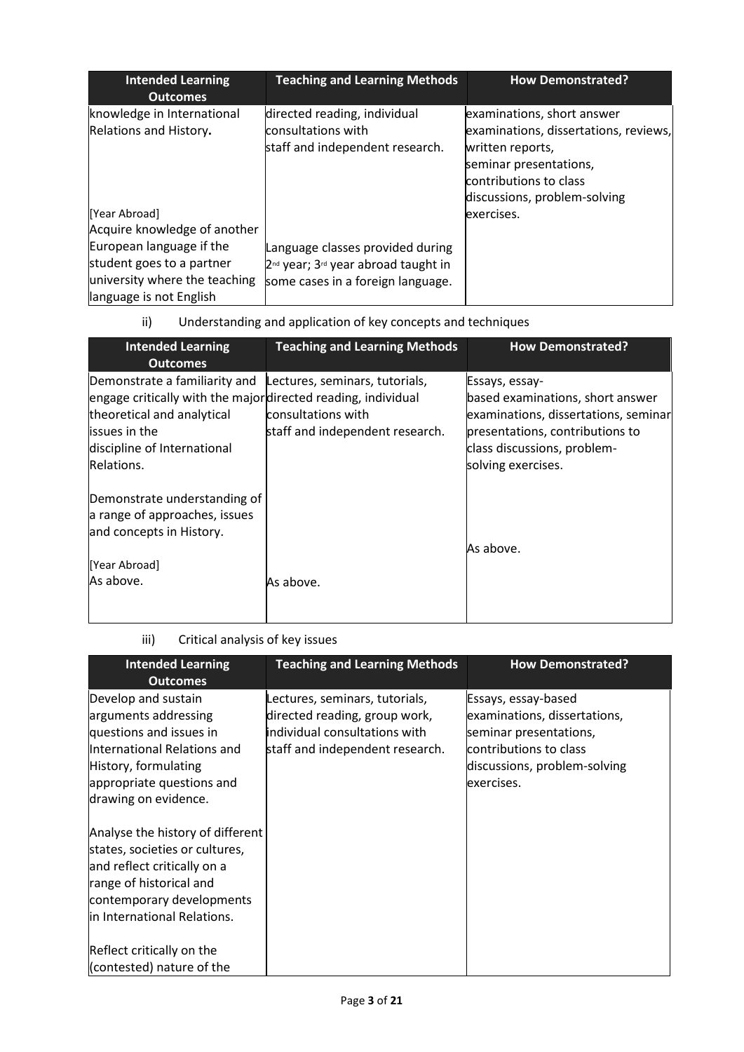| Intended Learning Outcomes | Teaching and Learning Methods | How Demonstrated? |
|---|---|---|
| knowledge in International Relations and History.<br><br>[Year Abroad]<br>Acquire knowledge of another European language if the student goes to a partner university where the teaching language is not English | directed reading, individual consultations with staff and independent research.<br><br>Language classes provided during 2nd year; 3rd year abroad taught in some cases in a foreign language. | examinations, short answer examinations, dissertations, reviews, written reports, seminar presentations, contributions to class discussions, problem-solving exercises. |

ii) Understanding and application of key concepts and techniques

| Intended Learning Outcomes | Teaching and Learning Methods | How Demonstrated? |
|---|---|---|
| Demonstrate a familiarity and engage critically with the major theoretical and analytical issues in the discipline of International Relations.<br><br>Demonstrate understanding of a range of approaches, issues and concepts in History.<br><br>[Year Abroad]<br>As above. | Lectures, seminars, tutorials, directed reading, individual consultations with staff and independent research.<br><br>As above. | Essays, essay-based examinations, short answer examinations, dissertations, seminar presentations, contributions to class discussions, problem-solving exercises.<br><br>As above. |

iii) Critical analysis of key issues

| Intended Learning Outcomes | Teaching and Learning Methods | How Demonstrated? |
|---|---|---|
| Develop and sustain arguments addressing questions and issues in International Relations and History, formulating appropriate questions and drawing on evidence.<br><br>Analyse the history of different states, societies or cultures, and reflect critically on a range of historical and contemporary developments in International Relations.<br><br>Reflect critically on the (contested) nature of the | Lectures, seminars, tutorials, directed reading, group work, individual consultations with staff and independent research. | Essays, essay-based examinations, dissertations, seminar presentations, contributions to class discussions, problem-solving exercises. |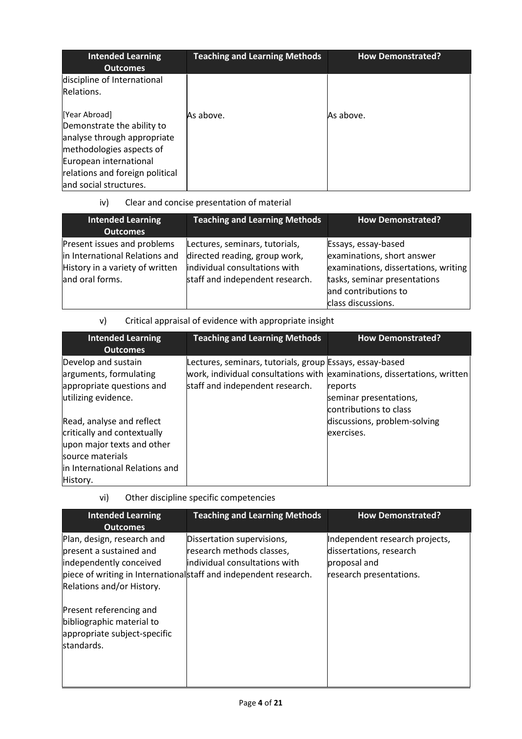| Intended Learning Outcomes | Teaching and Learning Methods | How Demonstrated? |
|---|---|---|
| discipline of International Relations. | | |
| [Year Abroad] Demonstrate the ability to analyse through appropriate methodologies aspects of European international relations and foreign political and social structures. | As above. | As above. |

iv) Clear and concise presentation of material

| Intended Learning Outcomes | Teaching and Learning Methods | How Demonstrated? |
|---|---|---|
| Present issues and problems in International Relations and History in a variety of written and oral forms. | Lectures, seminars, tutorials, directed reading, group work, individual consultations with staff and independent research. | Essays, essay-based examinations, short answer examinations, dissertations, writing tasks, seminar presentations and contributions to class discussions. |

v) Critical appraisal of evidence with appropriate insight

| Intended Learning Outcomes | Teaching and Learning Methods | How Demonstrated? |
|---|---|---|
| Develop and sustain arguments, formulating appropriate questions and utilizing evidence.<br><br>Read, analyse and reflect critically and contextually upon major texts and other source materials in International Relations and History. | Lectures, seminars, tutorials, group work, individual consultations with staff and independent research. | Essays, essay-based examinations, dissertations, written reports seminar presentations, contributions to class discussions, problem-solving exercises. |

vi) Other discipline specific competencies

| Intended Learning Outcomes | Teaching and Learning Methods | How Demonstrated? |
|---|---|---|
| Plan, design, research and present a sustained and independently conceived piece of writing in International Relations and/or History.<br><br>Present referencing and bibliographic material to appropriate subject-specific standards. | Dissertation supervisions, research methods classes, individual consultations with staff and independent research. | Independent research projects, dissertations, research proposal and research presentations. |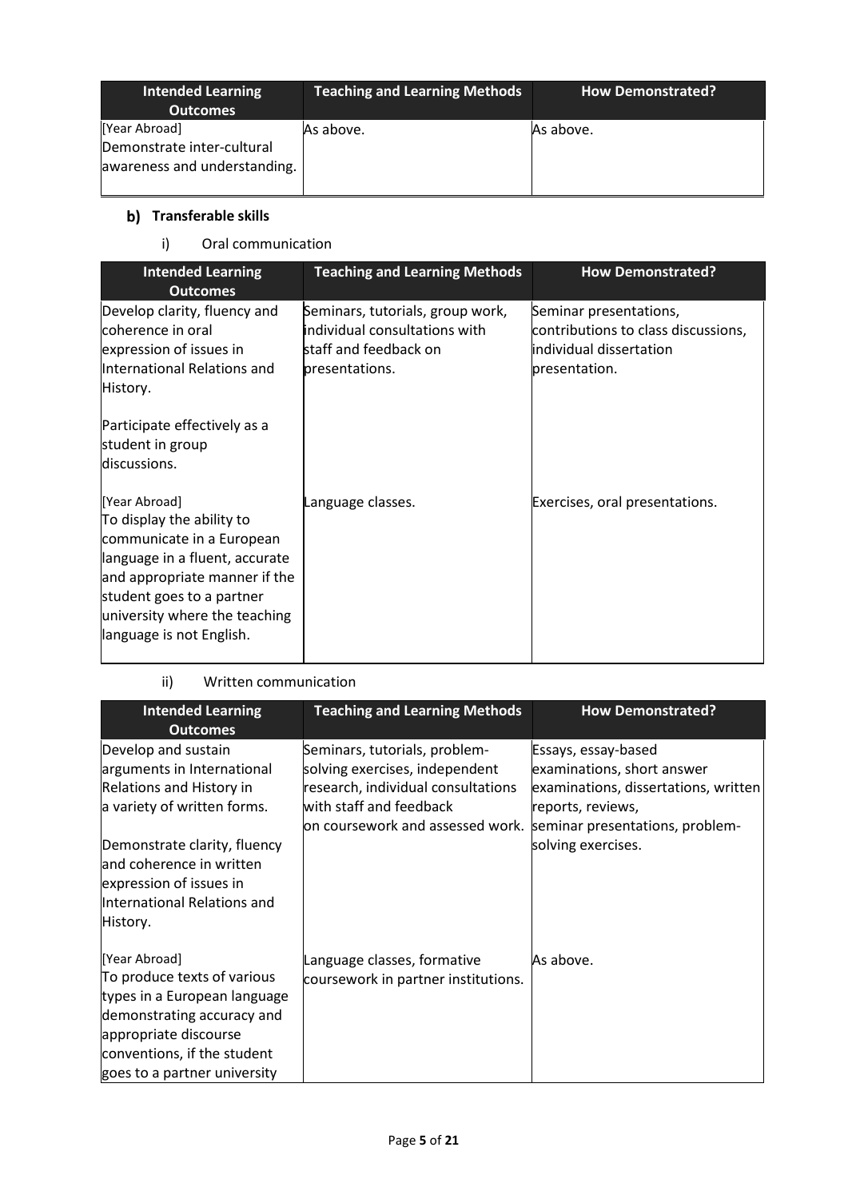| Intended Learning Outcomes | Teaching and Learning Methods | How Demonstrated? |
|---|---|---|
| [Year Abroad] Demonstrate inter-cultural awareness and understanding. | As above. | As above. |

### b) Transferable skills

#### i) Oral communication

| Intended Learning Outcomes | Teaching and Learning Methods | How Demonstrated? |
|---|---|---|
| Develop clarity, fluency and coherence in oral expression of issues in International Relations and History.<br><br>Participate effectively as a student in group discussions. | Seminars, tutorials, group work, individual consultations with staff and feedback on presentations. | Seminar presentations, contributions to class discussions, individual dissertation presentation. |
| [Year Abroad] To display the ability to communicate in a European language in a fluent, accurate and appropriate manner if the student goes to a partner university where the teaching language is not English. | Language classes. | Exercises, oral presentations. |

#### ii) Written communication

| Intended Learning Outcomes | Teaching and Learning Methods | How Demonstrated? |
|---|---|---|
| Develop and sustain arguments in International Relations and History in a variety of written forms.<br><br>Demonstrate clarity, fluency and coherence in written expression of issues in International Relations and History. | Seminars, tutorials, problem-solving exercises, independent research, individual consultations with staff and feedback on coursework and assessed work. | Essays, essay-based examinations, short answer examinations, dissertations, written reports, reviews, seminar presentations, problem-solving exercises. |
| [Year Abroad] To produce texts of various types in a European language demonstrating accuracy and appropriate discourse conventions, if the student goes to a partner university | Language classes, formative coursework in partner institutions. | As above. |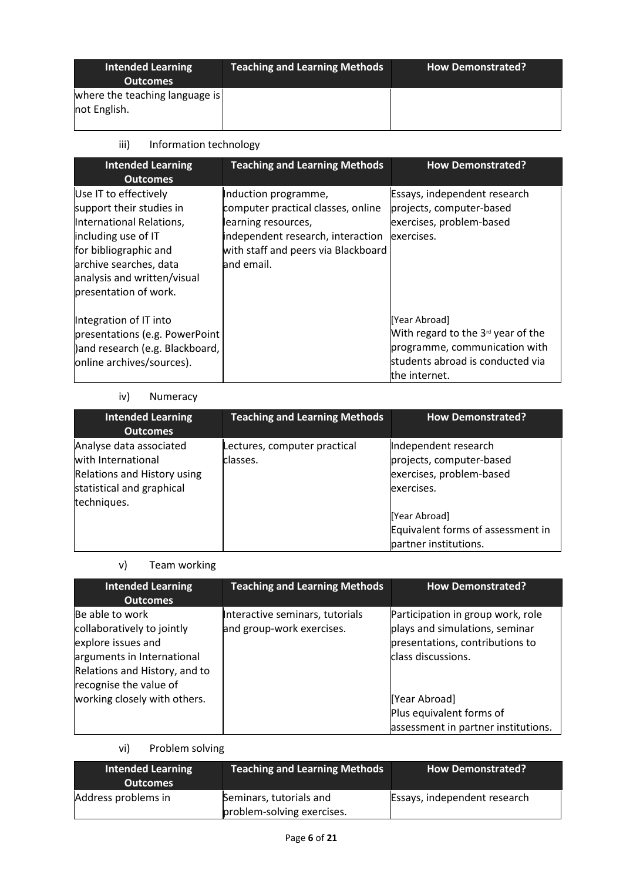| Intended Learning Outcomes | Teaching and Learning Methods | How Demonstrated? |
|---|---|---|
| where the teaching language is not English. | | |

iii) Information technology

| Intended Learning Outcomes | Teaching and Learning Methods | How Demonstrated? |
|---|---|---|
| Use IT to effectively support their studies in International Relations, including use of IT for bibliographic and archive searches, data analysis and written/visual presentation of work.<br><br>Integration of IT into presentations (e.g. PowerPoint )and research (e.g. Blackboard, online archives/sources). | Induction programme, computer practical classes, online learning resources, independent research, interaction with staff and peers via Blackboard and email. | Essays, independent research projects, computer-based exercises, problem-based exercises.<br><br>[Year Abroad]<br>With regard to the 3rd year of the programme, communication with students abroad is conducted via the internet. |

iv) Numeracy

| Intended Learning Outcomes | Teaching and Learning Methods | How Demonstrated? |
|---|---|---|
| Analyse data associated with International Relations and History using statistical and graphical techniques. | Lectures, computer practical classes. | Independent research projects, computer-based exercises, problem-based exercises.<br><br>[Year Abroad]<br>Equivalent forms of assessment in partner institutions. |

v) Team working

| Intended Learning Outcomes | Teaching and Learning Methods | How Demonstrated? |
|---|---|---|
| Be able to work collaboratively to jointly explore issues and arguments in International Relations and History, and to recognise the value of working closely with others. | Interactive seminars, tutorials and group-work exercises. | Participation in group work, role plays and simulations, seminar presentations, contributions to class discussions.<br><br>[Year Abroad]<br>Plus equivalent forms of assessment in partner institutions. |

vi) Problem solving

| Intended Learning Outcomes | Teaching and Learning Methods | How Demonstrated? |
|---|---|---|
| Address problems in | Seminars, tutorials and problem-solving exercises. | Essays, independent research |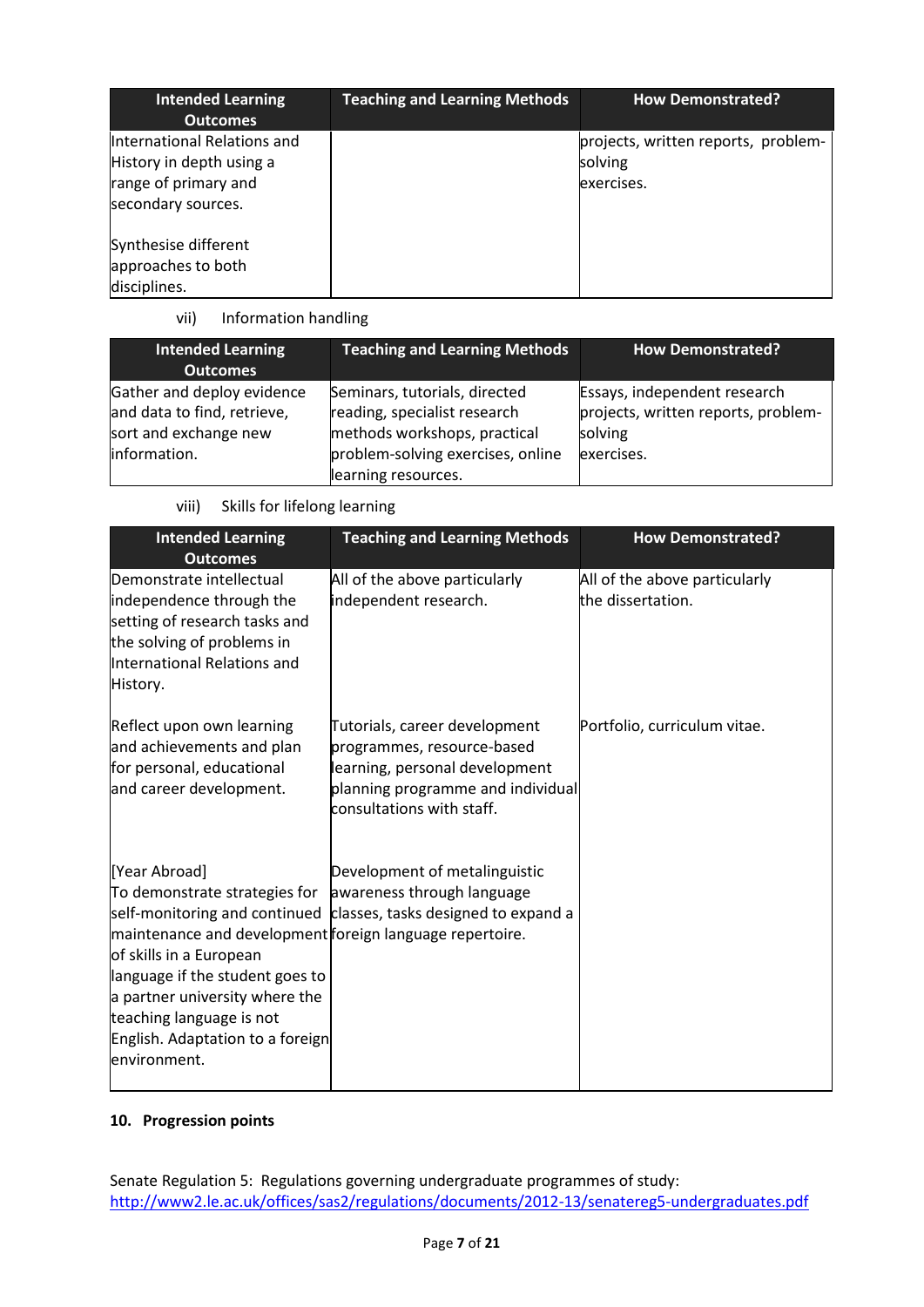| Intended Learning Outcomes | Teaching and Learning Methods | How Demonstrated? |
|---|---|---|
| International Relations and History in depth using a range of primary and secondary sources.<br><br>Synthesise different approaches to both disciplines. | | projects, written reports, problem-solving exercises. |

vii) Information handling

| Intended Learning Outcomes | Teaching and Learning Methods | How Demonstrated? |
|---|---|---|
| Gather and deploy evidence and data to find, retrieve, sort and exchange new information. | Seminars, tutorials, directed reading, specialist research methods workshops, practical problem-solving exercises, online learning resources. | Essays, independent research projects, written reports, problem-solving exercises. |

viii) Skills for lifelong learning

| Intended Learning Outcomes | Teaching and Learning Methods | How Demonstrated? |
|---|---|---|
| Demonstrate intellectual independence through the setting of research tasks and the solving of problems in International Relations and History. | All of the above particularly independent research. | All of the above particularly the dissertation. |
| Reflect upon own learning and achievements and plan for personal, educational and career development. | Tutorials, career development programmes, resource-based learning, personal development planning programme and individual consultations with staff. | Portfolio, curriculum vitae. |
| [Year Abroad]<br>To demonstrate strategies for self-monitoring and continued maintenance and development of skills in a European language if the student goes to a partner university where the teaching language is not English. Adaptation to a foreign environment. | Development of metalinguistic awareness through language classes, tasks designed to expand a foreign language repertoire. | |

**10. Progression points**

Senate Regulation 5: Regulations governing undergraduate programmes of study:
http://www2.le.ac.uk/offices/sas2/regulations/documents/2012-13/senatereg5-undergraduates.pdf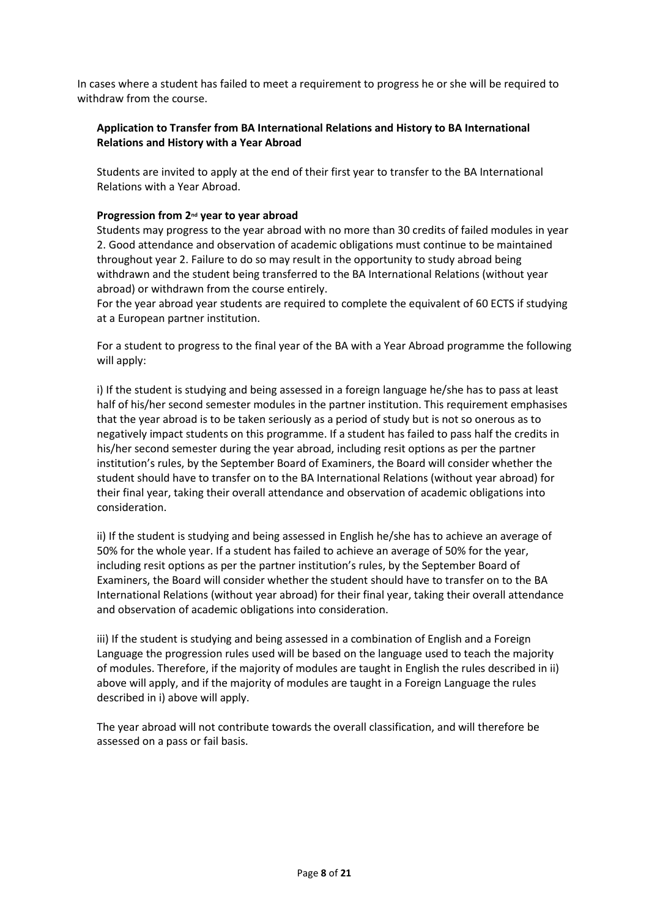In cases where a student has failed to meet a requirement to progress he or she will be required to withdraw from the course.

**Application to Transfer from BA International Relations and History to BA International Relations and History with a Year Abroad**

Students are invited to apply at the end of their first year to transfer to the BA International Relations with a Year Abroad.

**Progression from 2nd year to year abroad**

Students may progress to the year abroad with no more than 30 credits of failed modules in year 2. Good attendance and observation of academic obligations must continue to be maintained throughout year 2. Failure to do so may result in the opportunity to study abroad being withdrawn and the student being transferred to the BA International Relations (without year abroad) or withdrawn from the course entirely.

For the year abroad year students are required to complete the equivalent of 60 ECTS if studying at a European partner institution.

For a student to progress to the final year of the BA with a Year Abroad programme the following will apply:

i) If the student is studying and being assessed in a foreign language he/she has to pass at least half of his/her second semester modules in the partner institution. This requirement emphasises that the year abroad is to be taken seriously as a period of study but is not so onerous as to negatively impact students on this programme. If a student has failed to pass half the credits in his/her second semester during the year abroad, including resit options as per the partner institution's rules, by the September Board of Examiners, the Board will consider whether the student should have to transfer on to the BA International Relations (without year abroad) for their final year, taking their overall attendance and observation of academic obligations into consideration.

ii) If the student is studying and being assessed in English he/she has to achieve an average of 50% for the whole year. If a student has failed to achieve an average of 50% for the year, including resit options as per the partner institution's rules, by the September Board of Examiners, the Board will consider whether the student should have to transfer on to the BA International Relations (without year abroad) for their final year, taking their overall attendance and observation of academic obligations into consideration.

iii) If the student is studying and being assessed in a combination of English and a Foreign Language the progression rules used will be based on the language used to teach the majority of modules. Therefore, if the majority of modules are taught in English the rules described in ii) above will apply, and if the majority of modules are taught in a Foreign Language the rules described in i) above will apply.

The year abroad will not contribute towards the overall classification, and will therefore be assessed on a pass or fail basis.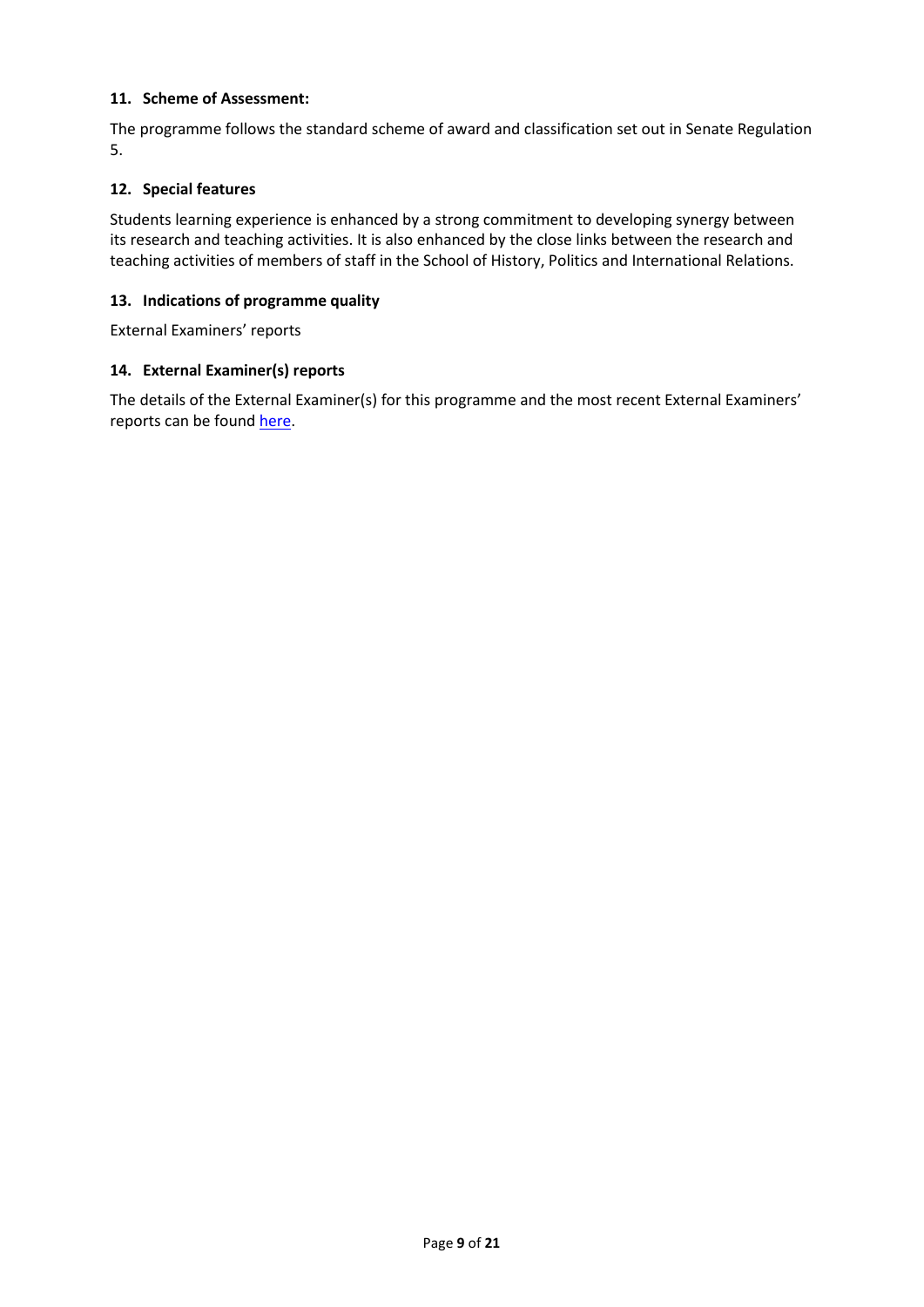### 11. Scheme of Assessment:

The programme follows the standard scheme of award and classification set out in Senate Regulation 5.

### 12. Special features

Students learning experience is enhanced by a strong commitment to developing synergy between its research and teaching activities. It is also enhanced by the close links between the research and teaching activities of members of staff in the School of History, Politics and International Relations.

### 13. Indications of programme quality

External Examiners' reports

### 14. External Examiner(s) reports

The details of the External Examiner(s) for this programme and the most recent External Examiners' reports can be found here.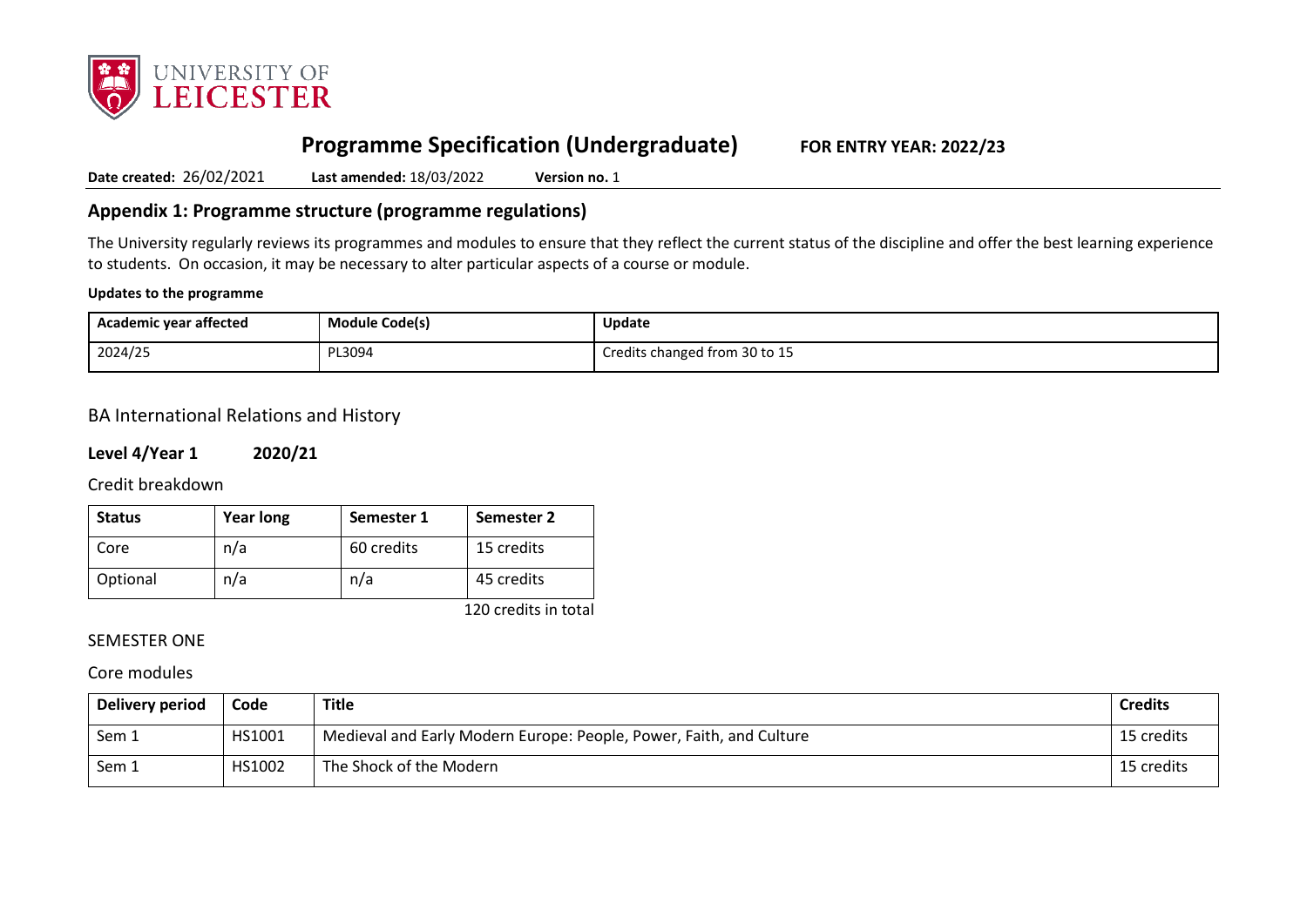## Programme Specification (Undergraduate) FOR ENTRY YEAR: 2022/23

**Date created:** 26/02/2021 **Last amended:** 18/03/2022 **Version no.** 1

## Appendix 1: Programme structure (programme regulations)

The University regularly reviews its programmes and modules to ensure that they reflect the current status of the discipline and offer the best learning experience to students. On occasion, it may be necessary to alter particular aspects of a course or module.

**Updates to the programme**

| Academic year affected | Module Code(s) | Update |
|---|---|---|
| 2024/25 | PL3094 | Credits changed from 30 to 15 |

### BA International Relations and History

**Level 4/Year 1 2020/21**

Credit breakdown

| Status | Year long | Semester 1 | Semester 2 |
|---|---|---|---|
| Core | n/a | 60 credits | 15 credits |
| Optional | n/a | n/a | 45 credits |

120 credits in total

SEMESTER ONE

Core modules

| Delivery period | Code | Title | Credits |
|---|---|---|---|
| Sem 1 | HS1001 | Medieval and Early Modern Europe: People, Power, Faith, and Culture | 15 credits |
| Sem 1 | HS1002 | The Shock of the Modern | 15 credits |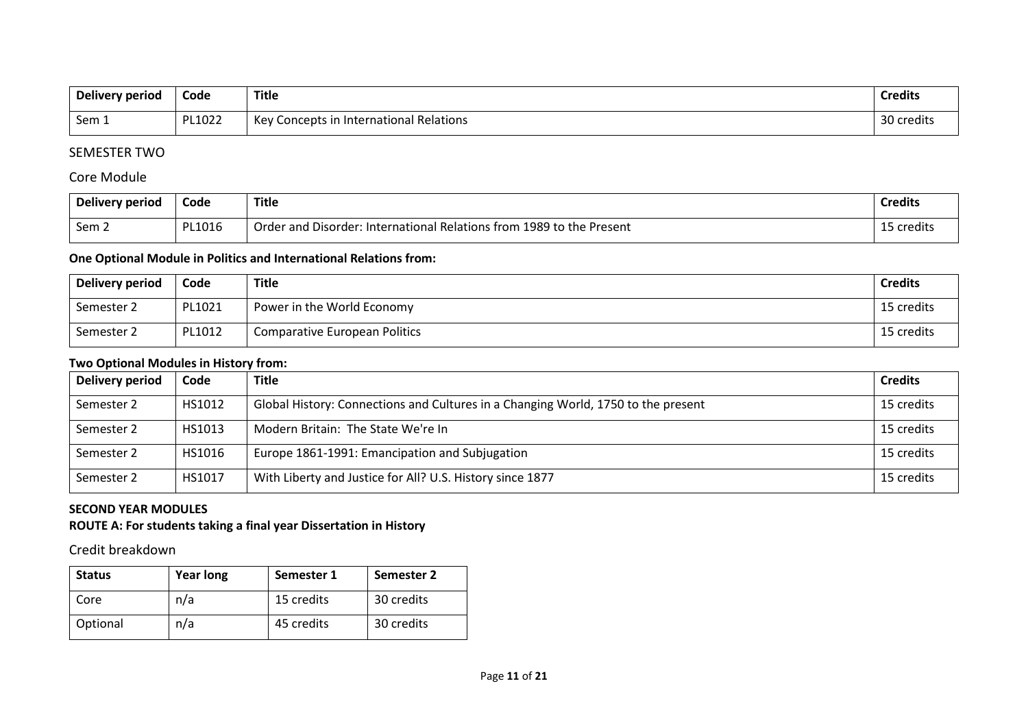| Delivery period | Code | Title | Credits |
|---|---|---|---|
| Sem 1 | PL1022 | Key Concepts in International Relations | 30 credits |

SEMESTER TWO

Core Module

| Delivery period | Code | Title | Credits |
|---|---|---|---|
| Sem 2 | PL1016 | Order and Disorder: International Relations from 1989 to the Present | 15 credits |

**One Optional Module in Politics and International Relations from:**

| Delivery period | Code | Title | Credits |
|---|---|---|---|
| Semester 2 | PL1021 | Power in the World Economy | 15 credits |
| Semester 2 | PL1012 | Comparative European Politics | 15 credits |

**Two Optional Modules in History from:**

| Delivery period | Code | Title | Credits |
|---|---|---|---|
| Semester 2 | HS1012 | Global History: Connections and Cultures in a Changing World, 1750 to the present | 15 credits |
| Semester 2 | HS1013 | Modern Britain: The State We're In | 15 credits |
| Semester 2 | HS1016 | Europe 1861-1991: Emancipation and Subjugation | 15 credits |
| Semester 2 | HS1017 | With Liberty and Justice for All? U.S. History since 1877 | 15 credits |

**SECOND YEAR MODULES**

**ROUTE A: For students taking a final year Dissertation in History**

Credit breakdown

| Status | Year long | Semester 1 | Semester 2 |
|---|---|---|---|
| Core | n/a | 15 credits | 30 credits |
| Optional | n/a | 45 credits | 30 credits |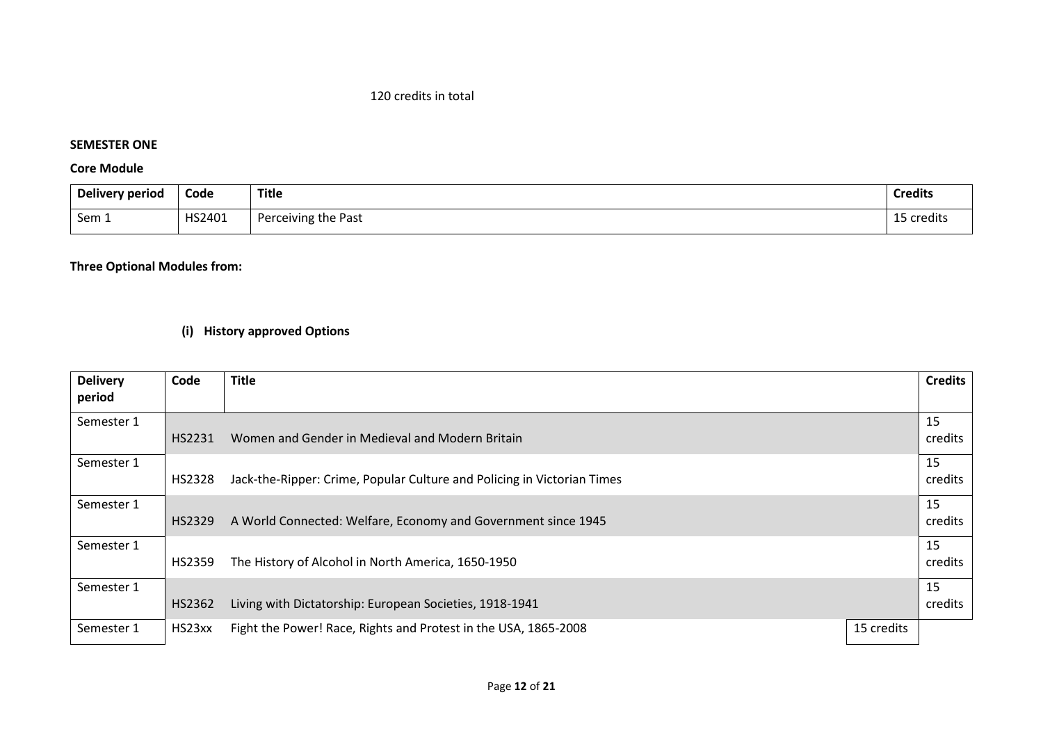120 credits in total

**SEMESTER ONE**

**Core Module**

| Delivery period | Code | Title | Credits |
|---|---|---|---|
| Sem 1 | HS2401 | Perceiving the Past | 15 credits |

**Three Optional Modules from:**

**(i) History approved Options**

| Delivery period | Code | Title | Credits |
|---|---|---|---|
| Semester 1 | HS2231 | Women and Gender in Medieval and Modern Britain | 15 credits |
| Semester 1 | HS2328 | Jack-the-Ripper: Crime, Popular Culture and Policing in Victorian Times | 15 credits |
| Semester 1 | HS2329 | A World Connected: Welfare, Economy and Government since 1945 | 15 credits |
| Semester 1 | HS2359 | The History of Alcohol in North America, 1650-1950 | 15 credits |
| Semester 1 | HS2362 | Living with Dictatorship: European Societies, 1918-1941 | 15 credits |
| Semester 1 | HS23xx | Fight the Power! Race, Rights and Protest in the USA, 1865-2008 | 15 credits |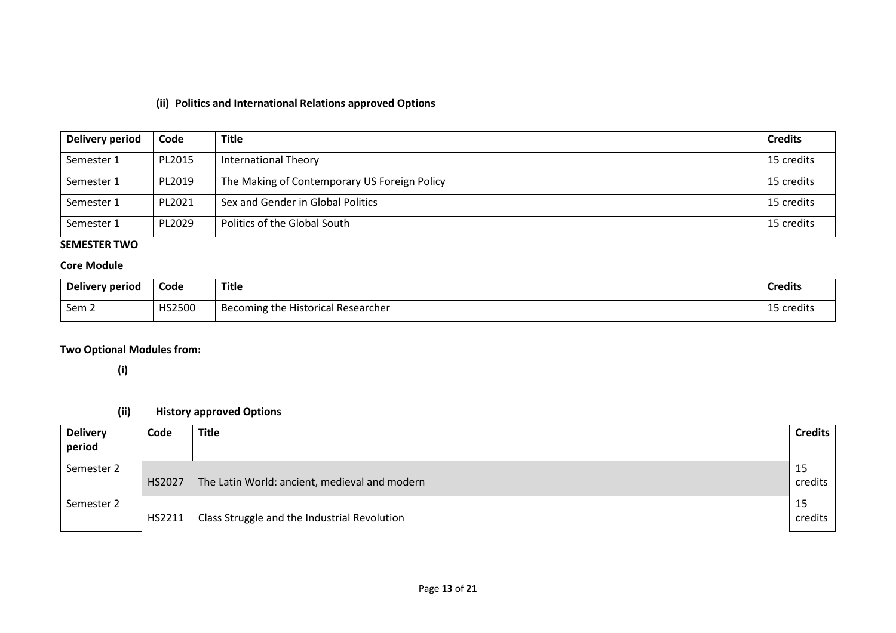**(ii) Politics and International Relations approved Options**

| Delivery period | Code | Title | Credits |
|---|---|---|---|
| Semester 1 | PL2015 | International Theory | 15 credits |
| Semester 1 | PL2019 | The Making of Contemporary US Foreign Policy | 15 credits |
| Semester 1 | PL2021 | Sex and Gender in Global Politics | 15 credits |
| Semester 1 | PL2029 | Politics of the Global South | 15 credits |

**SEMESTER TWO**

**Core Module**

| Delivery period | Code | Title | Credits |
|---|---|---|---|
| Sem 2 | HS2500 | Becoming the Historical Researcher | 15 credits |

**Two Optional Modules from:**

**(i)**

**(ii) History approved Options**

| Delivery period | Code | Title | Credits |
|---|---|---|---|
| Semester 2 | HS2027 | The Latin World: ancient, medieval and modern | 15 credits |
| Semester 2 | HS2211 | Class Struggle and the Industrial Revolution | 15 credits |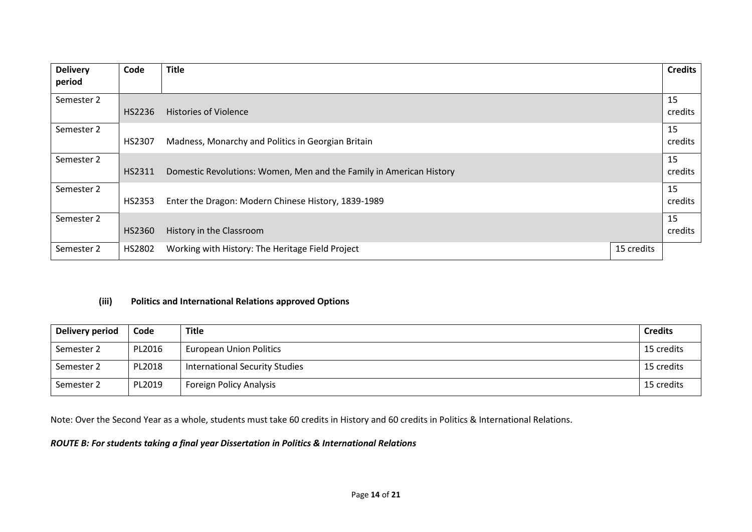| Delivery period | Code | Title | Credits |
|---|---|---|---|
| Semester 2 | HS2236 | Histories of Violence | 15 credits |
| Semester 2 | HS2307 | Madness, Monarchy and Politics in Georgian Britain | 15 credits |
| Semester 2 | HS2311 | Domestic Revolutions: Women, Men and the Family in American History | 15 credits |
| Semester 2 | HS2353 | Enter the Dragon: Modern Chinese History, 1839-1989 | 15 credits |
| Semester 2 | HS2360 | History in the Classroom | 15 credits |
| Semester 2 | HS2802 | Working with History: The Heritage Field Project | 15 credits |

### (iii) Politics and International Relations approved Options

| Delivery period | Code | Title | Credits |
|---|---|---|---|
| Semester 2 | PL2016 | European Union Politics | 15 credits |
| Semester 2 | PL2018 | International Security Studies | 15 credits |
| Semester 2 | PL2019 | Foreign Policy Analysis | 15 credits |

Note: Over the Second Year as a whole, students must take 60 credits in History and 60 credits in Politics & International Relations.

***ROUTE B: For students taking a final year Dissertation in Politics & International Relations***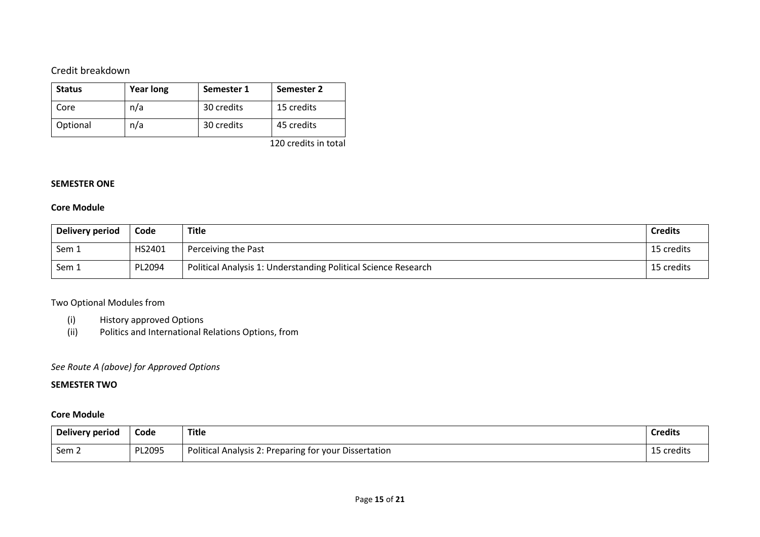Credit breakdown

| Status | Year long | Semester 1 | Semester 2 |
|---|---|---|---|
| Core | n/a | 30 credits | 15 credits |
| Optional | n/a | 30 credits | 45 credits |

120 credits in total

**SEMESTER ONE**

**Core Module**

| Delivery period | Code | Title | Credits |
|---|---|---|---|
| Sem 1 | HS2401 | Perceiving the Past | 15 credits |
| Sem 1 | PL2094 | Political Analysis 1: Understanding Political Science Research | 15 credits |

Two Optional Modules from

(i) History approved Options
(ii) Politics and International Relations Options, from

*See Route A (above) for Approved Options*

**SEMESTER TWO**

**Core Module**

| Delivery period | Code | Title | Credits |
|---|---|---|---|
| Sem 2 | PL2095 | Political Analysis 2: Preparing for your Dissertation | 15 credits |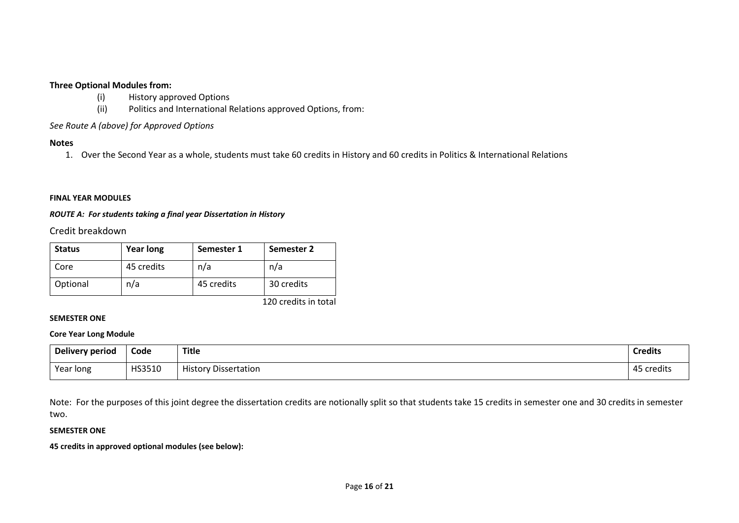**Three Optional Modules from:**

(i) History approved Options

(ii) Politics and International Relations approved Options, from:

*See Route A (above) for Approved Options*

**Notes**

1. Over the Second Year as a whole, students must take 60 credits in History and 60 credits in Politics & International Relations

**FINAL YEAR MODULES**

***ROUTE A: For students taking a final year Dissertation in History***

Credit breakdown

| Status | Year long | Semester 1 | Semester 2 |
|---|---|---|---|
| Core | 45 credits | n/a | n/a |
| Optional | n/a | 45 credits | 30 credits |

120 credits in total

**SEMESTER ONE**

**Core Year Long Module**

| Delivery period | Code | Title | Credits |
|---|---|---|---|
| Year long | HS3510 | History Dissertation | 45 credits |

Note: For the purposes of this joint degree the dissertation credits are notionally split so that students take 15 credits in semester one and 30 credits in semester two.

**SEMESTER ONE**

**45 credits in approved optional modules (see below):**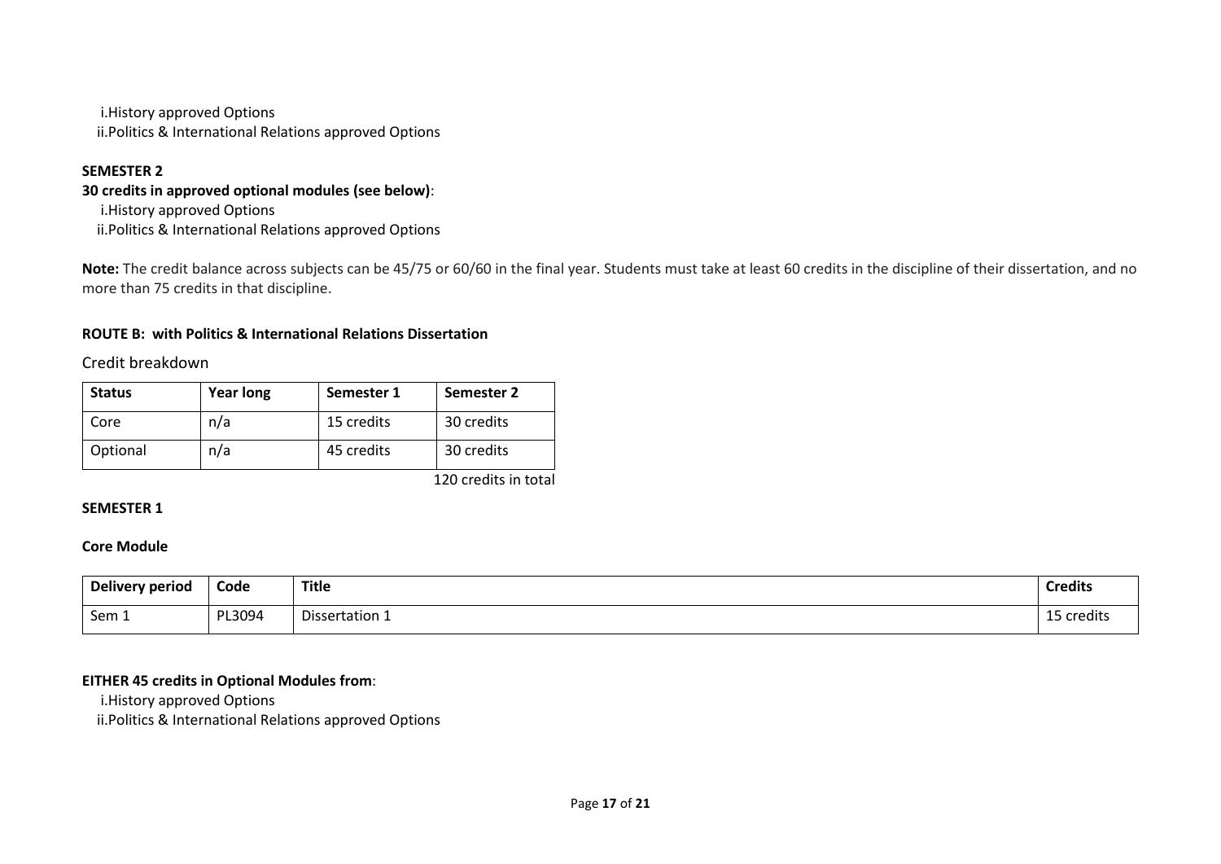i. History approved Options
ii. Politics & International Relations approved Options

**SEMESTER 2**

**30 credits in approved optional modules (see below)**:

i. History approved Options
ii. Politics & International Relations approved Options

**Note:** The credit balance across subjects can be 45/75 or 60/60 in the final year. Students must take at least 60 credits in the discipline of their dissertation, and no more than 75 credits in that discipline.

**ROUTE B: with Politics & International Relations Dissertation**

Credit breakdown

| Status | Year long | Semester 1 | Semester 2 |
|---|---|---|---|
| Core | n/a | 15 credits | 30 credits |
| Optional | n/a | 45 credits | 30 credits |

120 credits in total

**SEMESTER 1**

**Core Module**

| Delivery period | Code | Title | Credits |
|---|---|---|---|
| Sem 1 | PL3094 | Dissertation 1 | 15 credits |

**EITHER 45 credits in Optional Modules from**:

i. History approved Options
ii. Politics & International Relations approved Options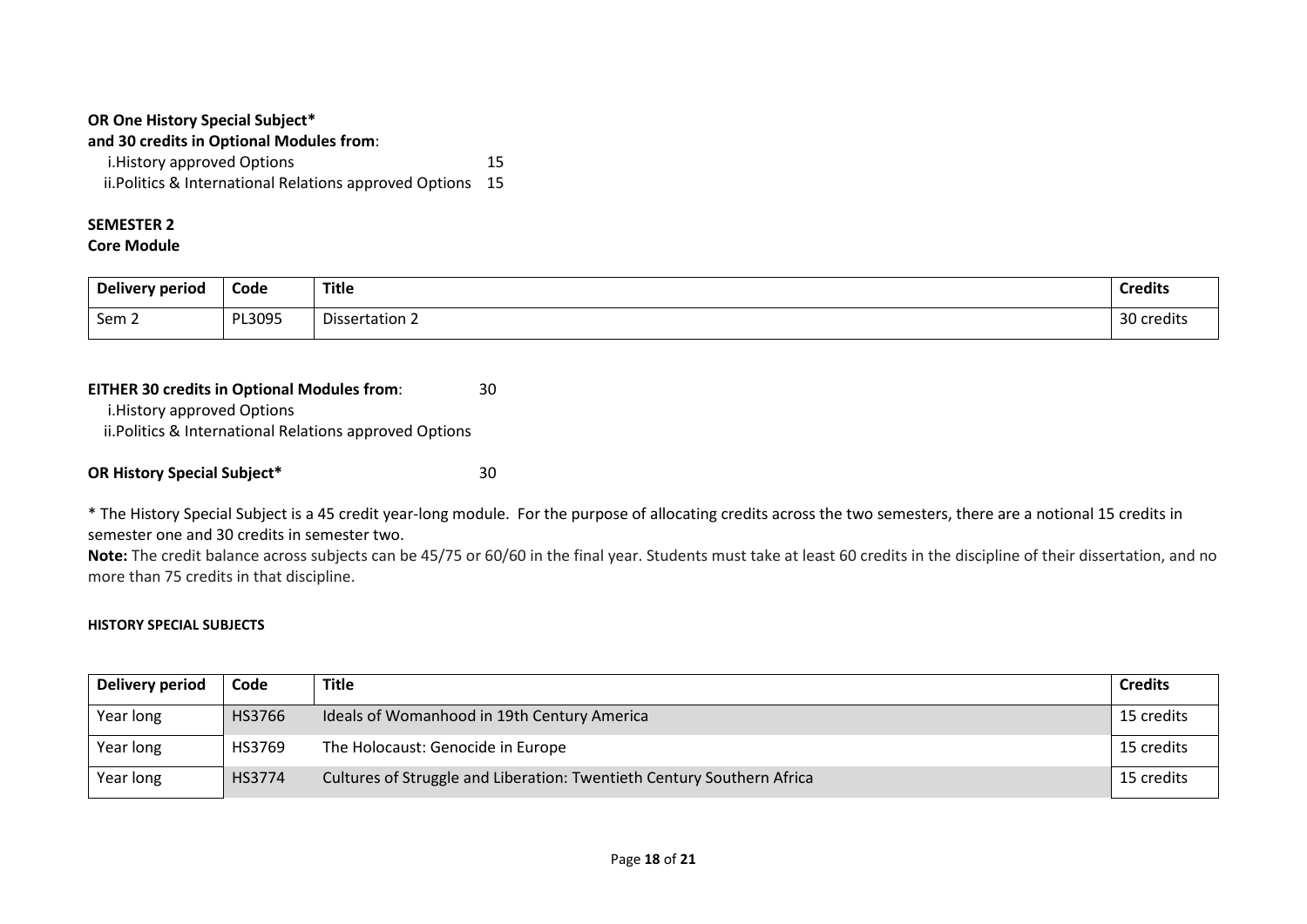**OR One History Special Subject***
**and 30 credits in Optional Modules from**:

i. History approved Options 15
ii. Politics & International Relations approved Options 15

**SEMESTER 2**
**Core Module**

| Delivery period | Code | Title | Credits |
|---|---|---|---|
| Sem 2 | PL3095 | Dissertation 2 | 30 credits |

**EITHER 30 credits in Optional Modules from**: 30

i. History approved Options
ii. Politics & International Relations approved Options

**OR History Special Subject*** 30

* The History Special Subject is a 45 credit year-long module. For the purpose of allocating credits across the two semesters, there are a notional 15 credits in semester one and 30 credits in semester two.

**Note:** The credit balance across subjects can be 45/75 or 60/60 in the final year. Students must take at least 60 credits in the discipline of their dissertation, and no more than 75 credits in that discipline.

**HISTORY SPECIAL SUBJECTS**

| Delivery period | Code | Title | Credits |
|---|---|---|---|
| Year long | HS3766 | Ideals of Womanhood in 19th Century America | 15 credits |
| Year long | HS3769 | The Holocaust: Genocide in Europe | 15 credits |
| Year long | HS3774 | Cultures of Struggle and Liberation: Twentieth Century Southern Africa | 15 credits |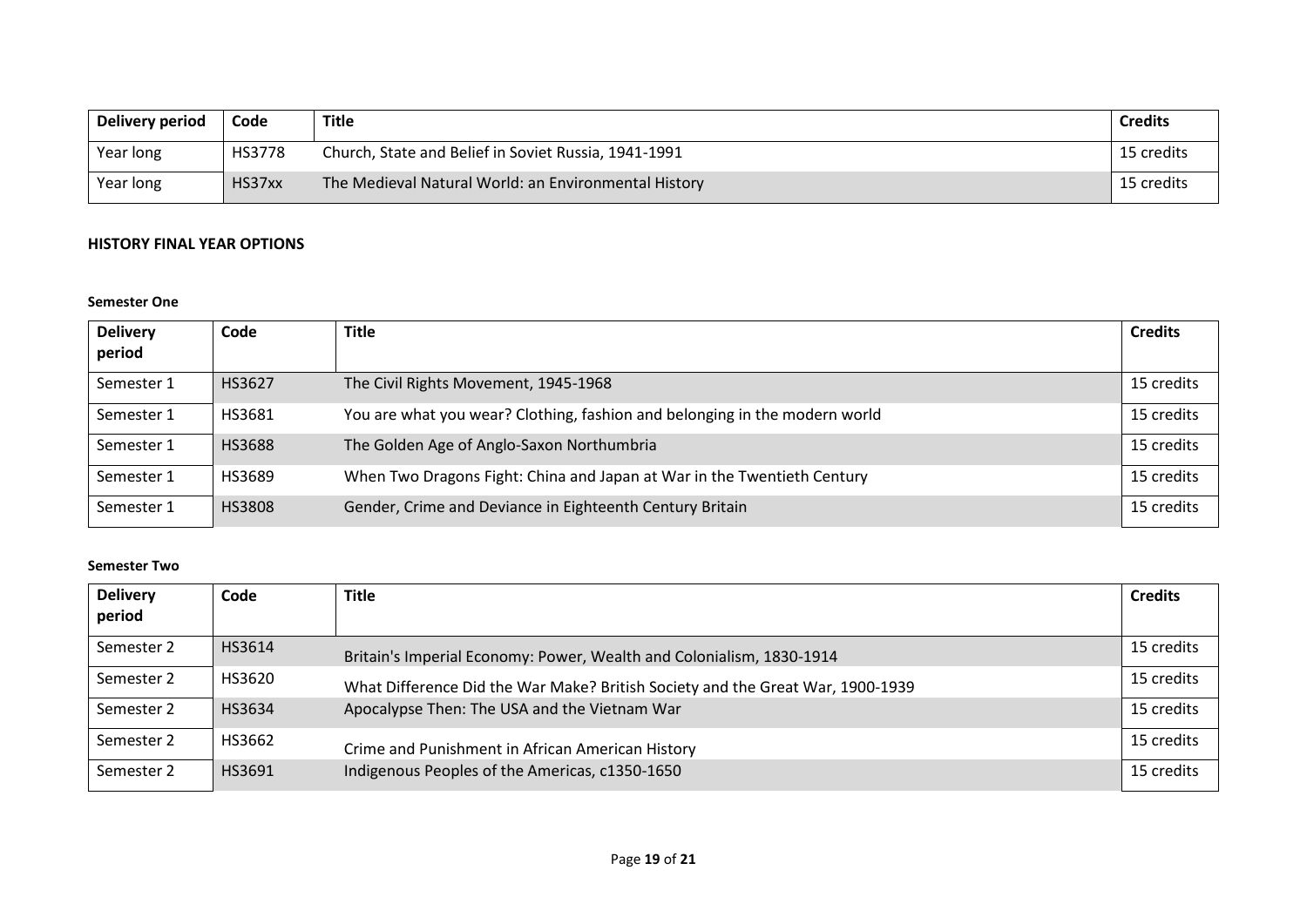| Delivery period | Code | Title | Credits |
| --- | --- | --- | --- |
| Year long | HS3778 | Church, State and Belief in Soviet Russia, 1941-1991 | 15 credits |
| Year long | HS37xx | The Medieval Natural World: an Environmental History | 15 credits |

## HISTORY FINAL YEAR OPTIONS

### Semester One

| Delivery period | Code | Title | Credits |
| --- | --- | --- | --- |
| Semester 1 | HS3627 | The Civil Rights Movement, 1945-1968 | 15 credits |
| Semester 1 | HS3681 | You are what you wear? Clothing, fashion and belonging in the modern world | 15 credits |
| Semester 1 | HS3688 | The Golden Age of Anglo-Saxon Northumbria | 15 credits |
| Semester 1 | HS3689 | When Two Dragons Fight: China and Japan at War in the Twentieth Century | 15 credits |
| Semester 1 | HS3808 | Gender, Crime and Deviance in Eighteenth Century Britain | 15 credits |

### Semester Two

| Delivery period | Code | Title | Credits |
| --- | --- | --- | --- |
| Semester 2 | HS3614 | Britain's Imperial Economy: Power, Wealth and Colonialism, 1830-1914 | 15 credits |
| Semester 2 | HS3620 | What Difference Did the War Make? British Society and the Great War, 1900-1939 | 15 credits |
| Semester 2 | HS3634 | Apocalypse Then: The USA and the Vietnam War | 15 credits |
| Semester 2 | HS3662 | Crime and Punishment in African American History | 15 credits |
| Semester 2 | HS3691 | Indigenous Peoples of the Americas, c1350-1650 | 15 credits |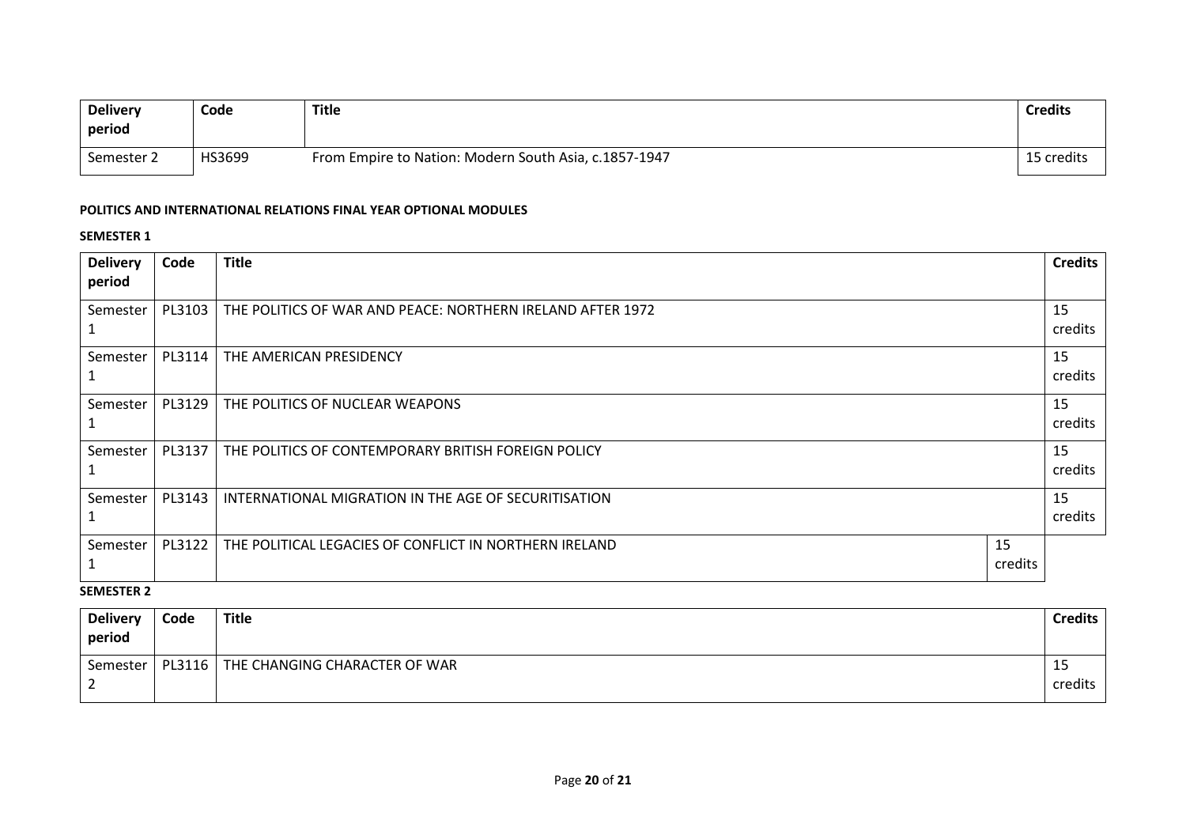| Delivery period | Code | Title | Credits |
|---|---|---|---|
| Semester 2 | HS3699 | From Empire to Nation: Modern South Asia, c.1857-1947 | 15 credits |

**POLITICS AND INTERNATIONAL RELATIONS FINAL YEAR OPTIONAL MODULES**

**SEMESTER 1**

| Delivery period | Code | Title | Credits |
|---|---|---|---|
| Semester 1 | PL3103 | THE POLITICS OF WAR AND PEACE: NORTHERN IRELAND AFTER 1972 | 15 credits |
| Semester 1 | PL3114 | THE AMERICAN PRESIDENCY | 15 credits |
| Semester 1 | PL3129 | THE POLITICS OF NUCLEAR WEAPONS | 15 credits |
| Semester 1 | PL3137 | THE POLITICS OF CONTEMPORARY BRITISH FOREIGN POLICY | 15 credits |
| Semester 1 | PL3143 | INTERNATIONAL MIGRATION IN THE AGE OF SECURITISATION | 15 credits |
| Semester 1 | PL3122 | THE POLITICAL LEGACIES OF CONFLICT IN NORTHERN IRELAND | 15 credits |

**SEMESTER 2**

| Delivery period | Code | Title | Credits |
|---|---|---|---|
| Semester 2 | PL3116 | THE CHANGING CHARACTER OF WAR | 15 credits |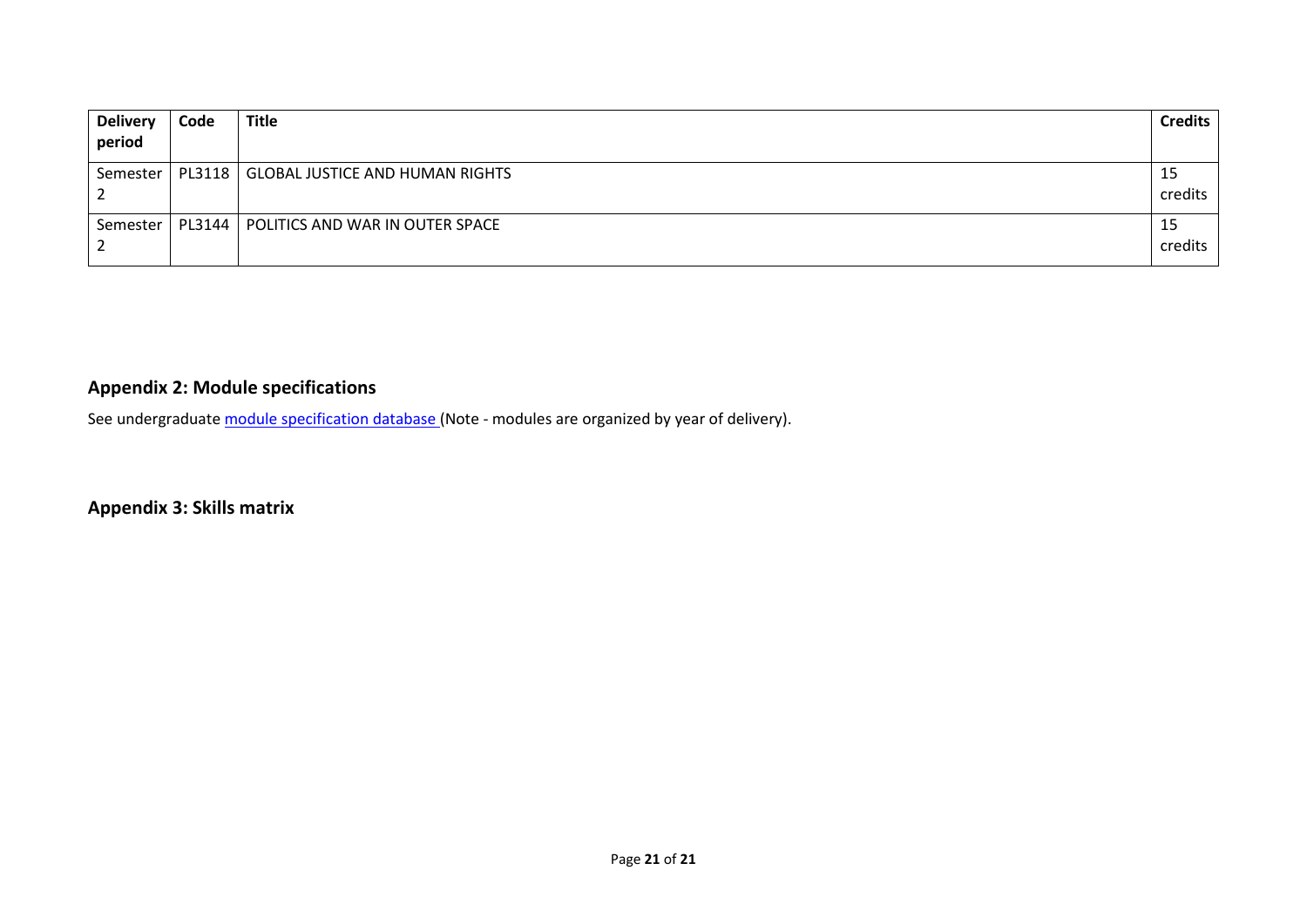| Delivery period | Code | Title | Credits |
|---|---|---|---|
| Semester 2 | PL3118 | GLOBAL JUSTICE AND HUMAN RIGHTS | 15 credits |
| Semester 2 | PL3144 | POLITICS AND WAR IN OUTER SPACE | 15 credits |

## Appendix 2: Module specifications

See undergraduate module specification database (Note - modules are organized by year of delivery).

## Appendix 3: Skills matrix